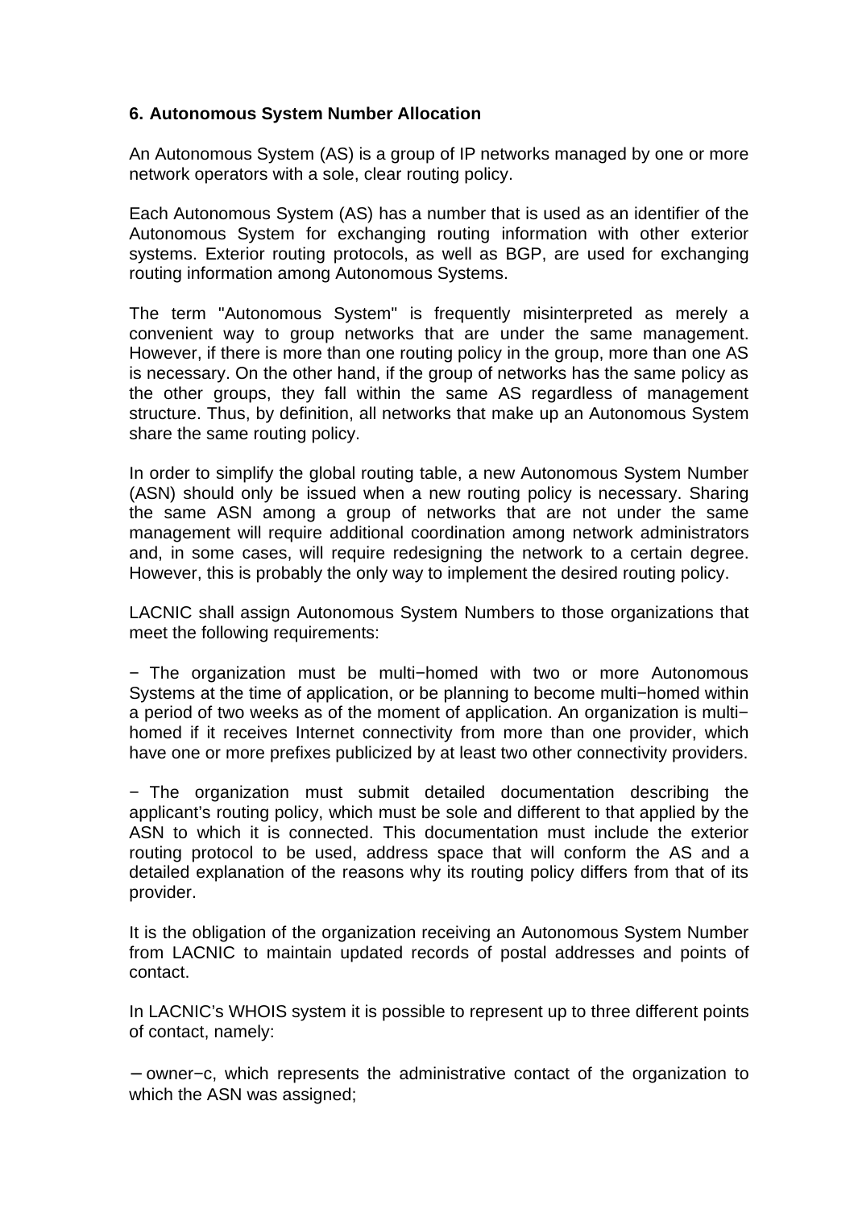## 6. Autonomous System Number Allocation

An Autonomous System (AS) is a group of IP networks managed by one or more network operators with a sole, clear routing policy.

Each Autonomous System (AS) has a number that is used as an identifier of the Autonomous System for exchanging routing information with other exterior systems. Exterior routing protocols, as well as BGP, are used for exchanging routing information among Autonomous Systems.

The term "Autonomous System" is frequently misinterpreted as merely a convenient way to group networks that are under the same management. However, if there is more than one routing policy in the group, more than one AS is necessary. On the other hand, if the group of networks has the same policy as the other groups, they fall within the same AS regardless of management structure. Thus, by definition, all networks that make up an Autonomous System share the same routing policy.

In order to simplify the global routing table, a new Autonomous System Number (ASN) should only be issued when a new routing policy is necessary. Sharing the same ASN among a group of networks that are not under the same management will require additional coordination among network administrators and, in some cases, will require redesigning the network to a certain degree. However, this is probably the only way to implement the desired routing policy.

LACNIC shall assign Autonomous System Numbers to those organizations that meet the following requirements:

− The organization must be multi−homed with two or more Autonomous Systems at the time of application, or be planning to become multi−homed within a period of two weeks as of the moment of application. An organization is multi−homed if it receives Internet connectivity from more than one provider, which have one or more prefixes publicized by at least two other connectivity providers.

− The organization must submit detailed documentation describing the applicant's routing policy, which must be sole and different to that applied by the ASN to which it is connected. This documentation must include the exterior routing protocol to be used, address space that will conform the AS and a detailed explanation of the reasons why its routing policy differs from that of its provider.

It is the obligation of the organization receiving an Autonomous System Number from LACNIC to maintain updated records of postal addresses and points of contact.

In LACNIC's WHOIS system it is possible to represent up to three different points of contact, namely:

− owner−c, which represents the administrative contact of the organization to which the ASN was assigned;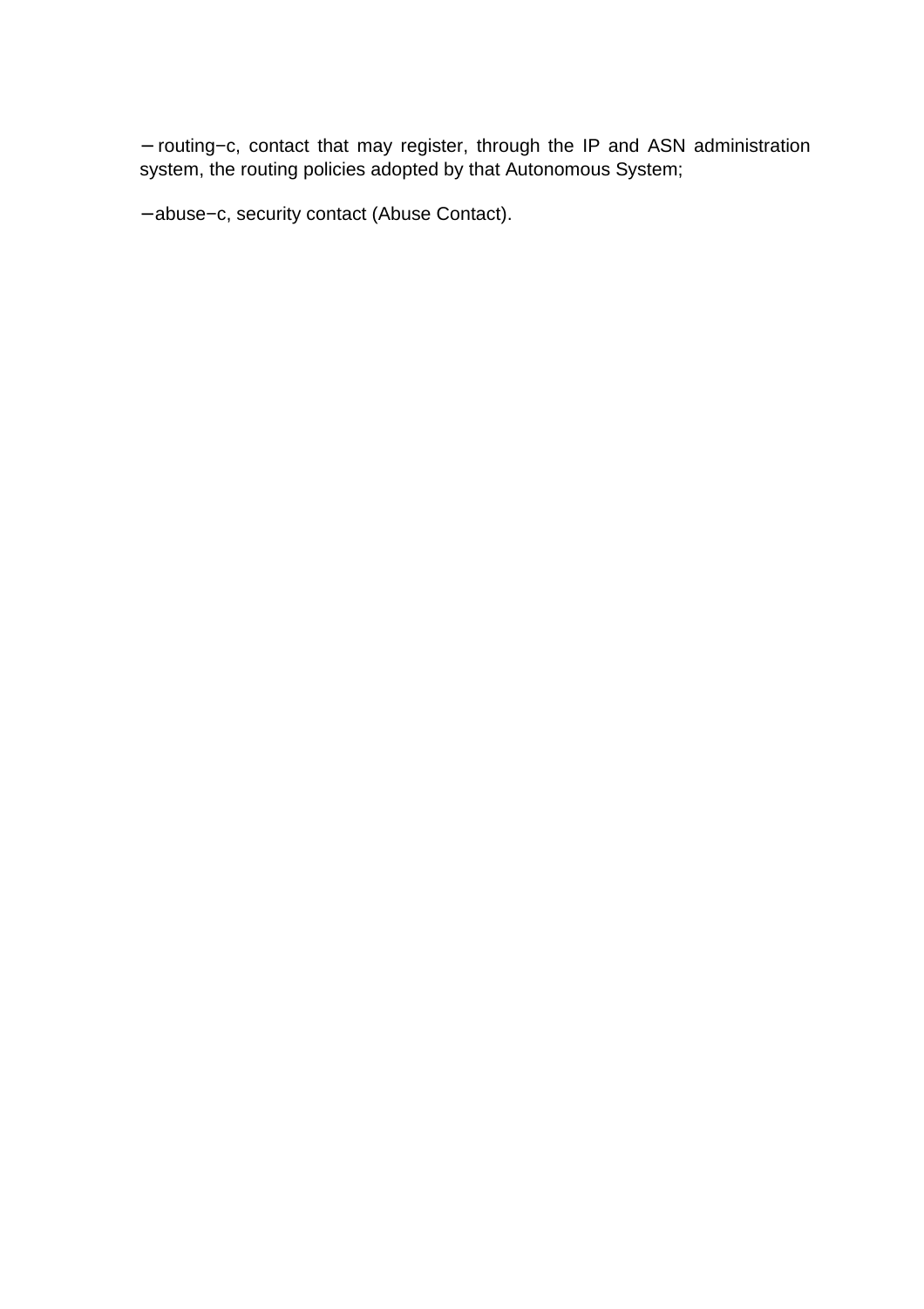− routing−c, contact that may register, through the IP and ASN administration system, the routing policies adopted by that Autonomous System;

− abuse−c, security contact (Abuse Contact).